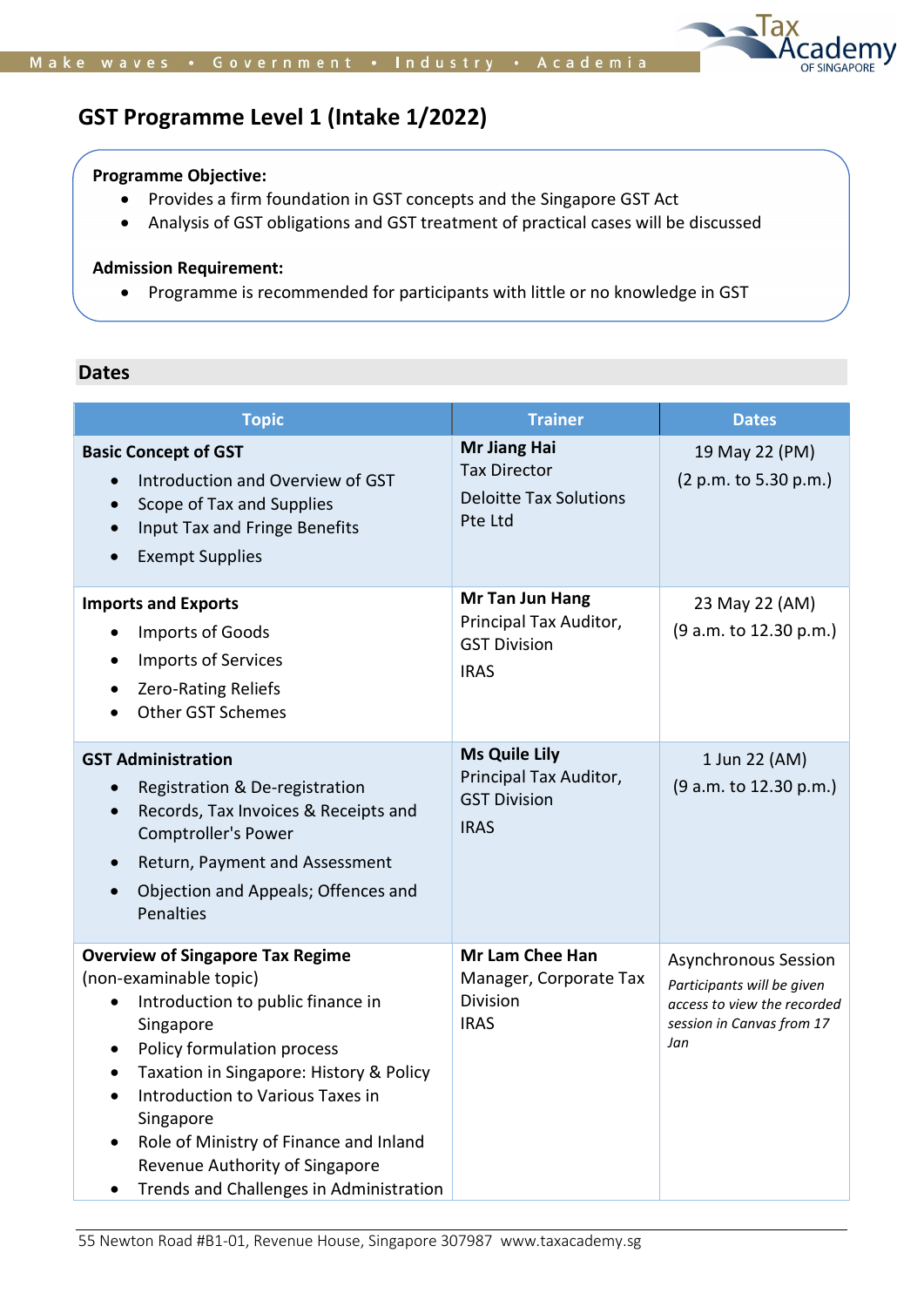# GST Programme Level 1 (Intake 1/2022)

**Programme Objective:**

- Provides a firm foundation in GST concepts and the Singapore GST Act
- Analysis of GST obligations and GST treatment of practical cases will be discussed

**Admission Requirement:**

- Programme is recommended for participants with little or no knowledge in GST

## Dates

| Topic | Trainer | Dates |
|---|---|---|
| **Basic Concept of GST**<br>• Introduction and Overview of GST<br>• Scope of Tax and Supplies<br>• Input Tax and Fringe Benefits<br>• Exempt Supplies | **Mr Jiang Hai**<br>Tax Director<br>Deloitte Tax Solutions Pte Ltd | 19 May 22 (PM)<br>(2 p.m. to 5.30 p.m.) |
| **Imports and Exports**<br>• Imports of Goods<br>• Imports of Services<br>• Zero-Rating Reliefs<br>• Other GST Schemes | **Mr Tan Jun Hang**<br>Principal Tax Auditor, GST Division<br>IRAS | 23 May 22 (AM)<br>(9 a.m. to 12.30 p.m.) |
| **GST Administration**<br>• Registration & De-registration<br>• Records, Tax Invoices & Receipts and Comptroller's Power<br>• Return, Payment and Assessment<br>• Objection and Appeals; Offences and Penalties | **Ms Quile Lily**<br>Principal Tax Auditor, GST Division<br>IRAS | 1 Jun 22 (AM)<br>(9 a.m. to 12.30 p.m.) |
| **Overview of Singapore Tax Regime** (non-examinable topic)<br>• Introduction to public finance in Singapore<br>• Policy formulation process<br>• Taxation in Singapore: History & Policy<br>• Introduction to Various Taxes in Singapore<br>• Role of Ministry of Finance and Inland Revenue Authority of Singapore<br>• Trends and Challenges in Administration | **Mr Lam Chee Han**<br>Manager, Corporate Tax Division<br>IRAS | Asynchronous Session<br>*Participants will be given access to view the recorded session in Canvas from 17 Jan* |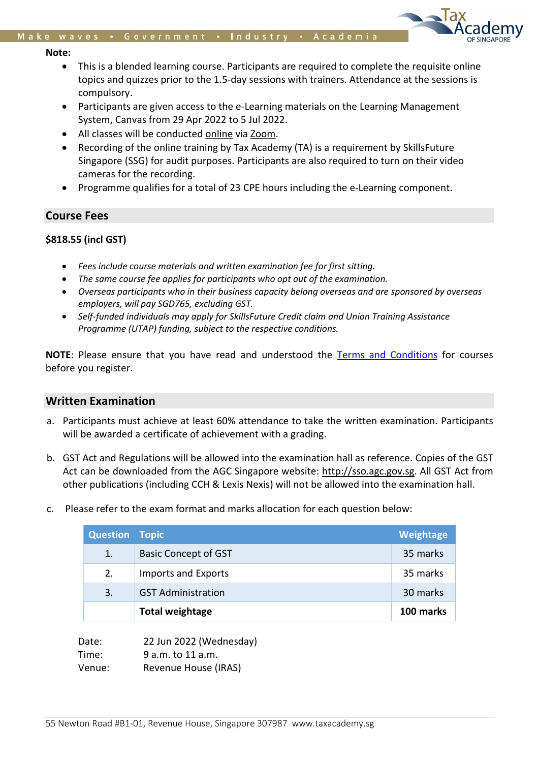**Note:**

- This is a blended learning course. Participants are required to complete the requisite online topics and quizzes prior to the 1.5-day sessions with trainers. Attendance at the sessions is compulsory.
- Participants are given access to the e-Learning materials on the Learning Management System, Canvas from 29 Apr 2022 to 5 Jul 2022.
- All classes will be conducted online via Zoom.
- Recording of the online training by Tax Academy (TA) is a requirement by SkillsFuture Singapore (SSG) for audit purposes. Participants are also required to turn on their video cameras for the recording.
- Programme qualifies for a total of 23 CPE hours including the e-Learning component.

## Course Fees

**$818.55 (incl GST)**

- *Fees include course materials and written examination fee for first sitting.*
- *The same course fee applies for participants who opt out of the examination.*
- *Overseas participants who in their business capacity belong overseas and are sponsored by overseas employers, will pay SGD765, excluding GST.*
- *Self-funded individuals may apply for SkillsFuture Credit claim and Union Training Assistance Programme (UTAP) funding, subject to the respective conditions.*

**NOTE**: Please ensure that you have read and understood the Terms and Conditions for courses before you register.

## Written Examination

a. Participants must achieve at least 60% attendance to take the written examination. Participants will be awarded a certificate of achievement with a grading.

b. GST Act and Regulations will be allowed into the examination hall as reference. Copies of the GST Act can be downloaded from the AGC Singapore website: http://sso.agc.gov.sg. All GST Act from other publications (including CCH & Lexis Nexis) will not be allowed into the examination hall.

c. Please refer to the exam format and marks allocation for each question below:

| Question | Topic | Weightage |
|---|---|---|
| 1. | Basic Concept of GST | 35 marks |
| 2. | Imports and Exports | 35 marks |
| 3. | GST Administration | 30 marks |
| | **Total weightage** | **100 marks** |

Date: 22 Jun 2022 (Wednesday)
Time: 9 a.m. to 11 a.m.
Venue: Revenue House (IRAS)

55 Newton Road #B1-01, Revenue House, Singapore 307987 www.taxacademy.sg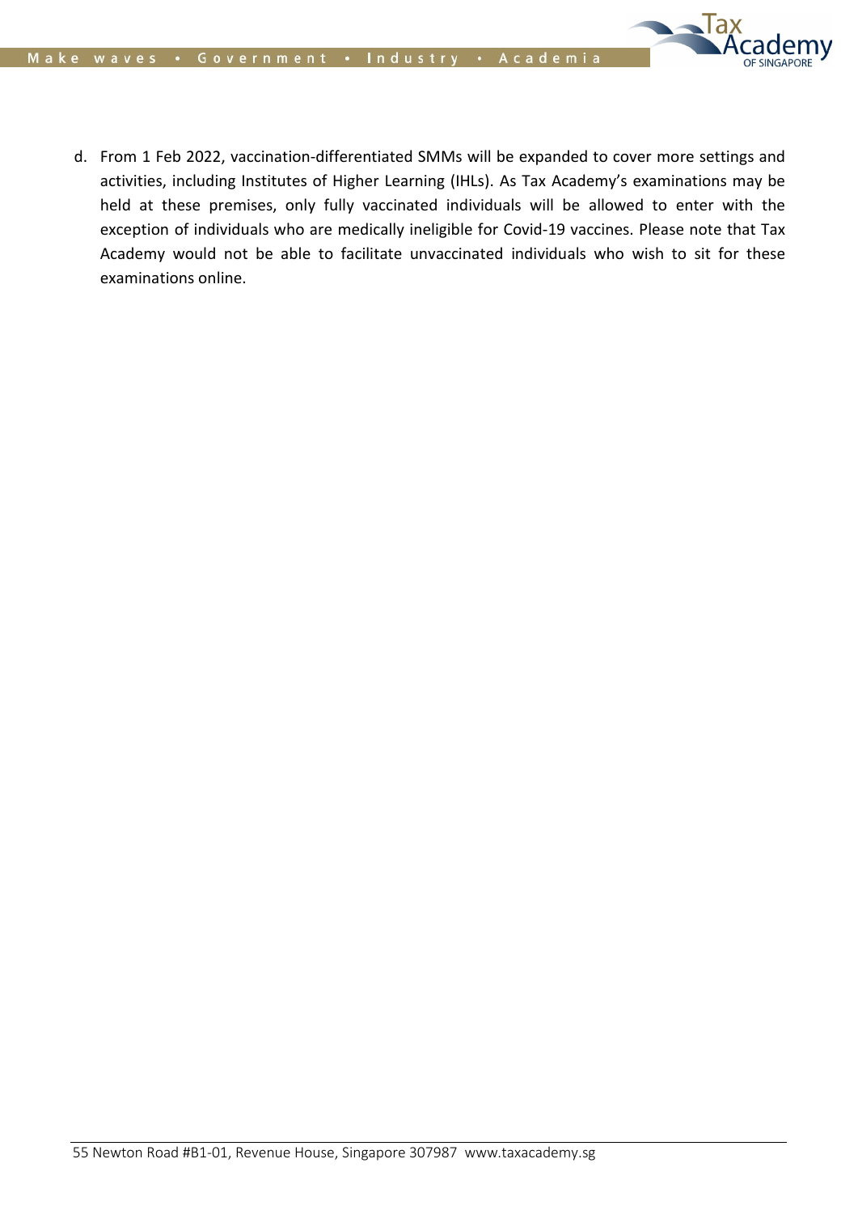d. From 1 Feb 2022, vaccination-differentiated SMMs will be expanded to cover more settings and activities, including Institutes of Higher Learning (IHLs). As Tax Academy's examinations may be held at these premises, only fully vaccinated individuals will be allowed to enter with the exception of individuals who are medically ineligible for Covid-19 vaccines. Please note that Tax Academy would not be able to facilitate unvaccinated individuals who wish to sit for these examinations online.